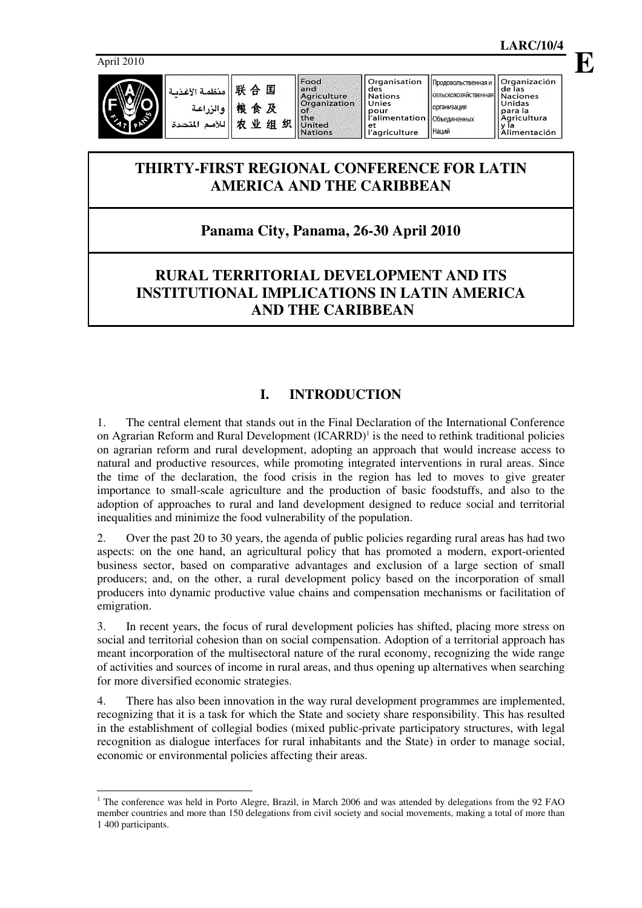April 2010

**LARC/10/4**

**E**

| منظمة الأغذية والزراعة للأمم المتحدة | 联合国粮食及农业组织 | Food and Agriculture Organization of the United Nations | Organisation des Nations Unies pour l'alimentation et l'agriculture | Продовольственная и сельскохозяйственная организация Объединенных Наций | Organización de las Naciones Unidas para la Agricultura y la Alimentación |
|---|---|---|---|---|---|

# THIRTY-FIRST REGIONAL CONFERENCE FOR LATIN AMERICA AND THE CARIBBEAN

## Panama City, Panama, 26-30 April 2010

# RURAL TERRITORIAL DEVELOPMENT AND ITS INSTITUTIONAL IMPLICATIONS IN LATIN AMERICA AND THE CARIBBEAN

## I. INTRODUCTION

1. The central element that stands out in the Final Declaration of the International Conference on Agrarian Reform and Rural Development (ICARRD)[1] is the need to rethink traditional policies on agrarian reform and rural development, adopting an approach that would increase access to natural and productive resources, while promoting integrated interventions in rural areas. Since the time of the declaration, the food crisis in the region has led to moves to give greater importance to small-scale agriculture and the production of basic foodstuffs, and also to the adoption of approaches to rural and land development designed to reduce social and territorial inequalities and minimize the food vulnerability of the population.

2. Over the past 20 to 30 years, the agenda of public policies regarding rural areas has had two aspects: on the one hand, an agricultural policy that has promoted a modern, export-oriented business sector, based on comparative advantages and exclusion of a large section of small producers; and, on the other, a rural development policy based on the incorporation of small producers into dynamic productive value chains and compensation mechanisms or facilitation of emigration.

3. In recent years, the focus of rural development policies has shifted, placing more stress on social and territorial cohesion than on social compensation. Adoption of a territorial approach has meant incorporation of the multisectoral nature of the rural economy, recognizing the wide range of activities and sources of income in rural areas, and thus opening up alternatives when searching for more diversified economic strategies.

4. There has also been innovation in the way rural development programmes are implemented, recognizing that it is a task for which the State and society share responsibility. This has resulted in the establishment of collegial bodies (mixed public-private participatory structures, with legal recognition as dialogue interfaces for rural inhabitants and the State) in order to manage social, economic or environmental policies affecting their areas.

---

[1] The conference was held in Porto Alegre, Brazil, in March 2006 and was attended by delegations from the 92 FAO member countries and more than 150 delegations from civil society and social movements, making a total of more than 1 400 participants.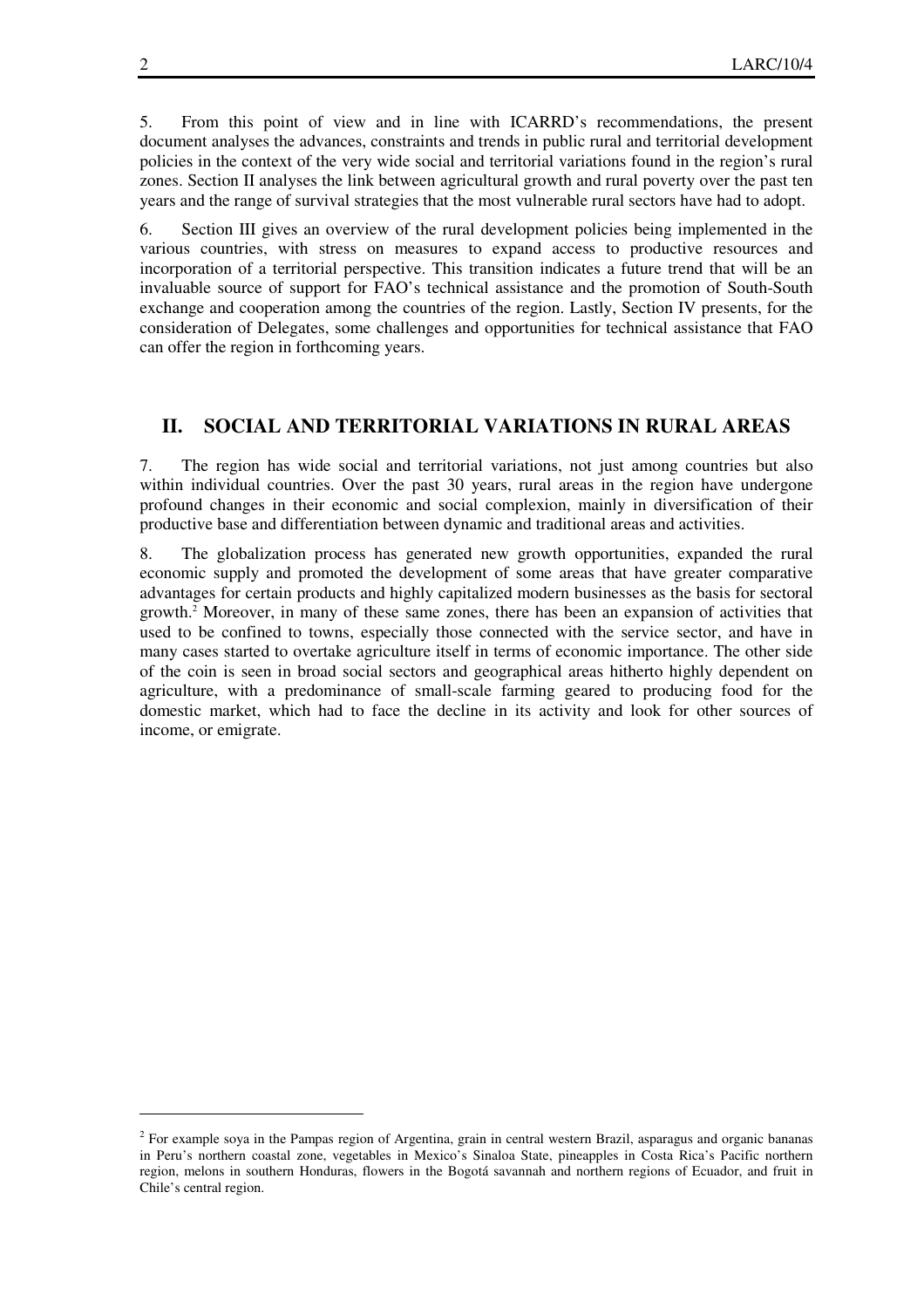5. From this point of view and in line with ICARRD's recommendations, the present document analyses the advances, constraints and trends in public rural and territorial development policies in the context of the very wide social and territorial variations found in the region's rural zones. Section II analyses the link between agricultural growth and rural poverty over the past ten years and the range of survival strategies that the most vulnerable rural sectors have had to adopt.

6. Section III gives an overview of the rural development policies being implemented in the various countries, with stress on measures to expand access to productive resources and incorporation of a territorial perspective. This transition indicates a future trend that will be an invaluable source of support for FAO's technical assistance and the promotion of South-South exchange and cooperation among the countries of the region. Lastly, Section IV presents, for the consideration of Delegates, some challenges and opportunities for technical assistance that FAO can offer the region in forthcoming years.

## II. SOCIAL AND TERRITORIAL VARIATIONS IN RURAL AREAS

7. The region has wide social and territorial variations, not just among countries but also within individual countries. Over the past 30 years, rural areas in the region have undergone profound changes in their economic and social complexion, mainly in diversification of their productive base and differentiation between dynamic and traditional areas and activities.

8. The globalization process has generated new growth opportunities, expanded the rural economic supply and promoted the development of some areas that have greater comparative advantages for certain products and highly capitalized modern businesses as the basis for sectoral growth.[2] Moreover, in many of these same zones, there has been an expansion of activities that used to be confined to towns, especially those connected with the service sector, and have in many cases started to overtake agriculture itself in terms of economic importance. The other side of the coin is seen in broad social sectors and geographical areas hitherto highly dependent on agriculture, with a predominance of small-scale farming geared to producing food for the domestic market, which had to face the decline in its activity and look for other sources of income, or emigrate.

---

[2] For example soya in the Pampas region of Argentina, grain in central western Brazil, asparagus and organic bananas in Peru's northern coastal zone, vegetables in Mexico's Sinaloa State, pineapples in Costa Rica's Pacific northern region, melons in southern Honduras, flowers in the Bogotá savannah and northern regions of Ecuador, and fruit in Chile's central region.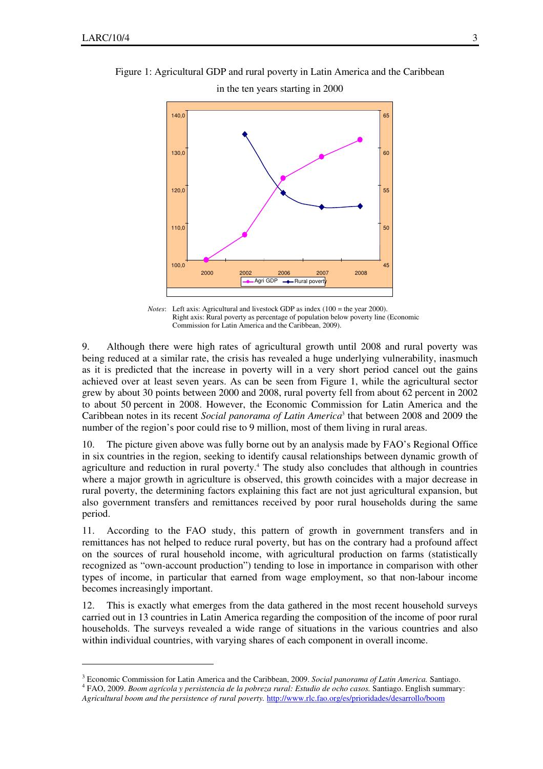Figure 1: Agricultural GDP and rural poverty in Latin America and the Caribbean in the ten years starting in 2000

*Notes*: Left axis: Agricultural and livestock GDP as index (100 = the year 2000).
Right axis: Rural poverty as percentage of population below poverty line (Economic Commission for Latin America and the Caribbean, 2009).

9. Although there were high rates of agricultural growth until 2008 and rural poverty was being reduced at a similar rate, the crisis has revealed a huge underlying vulnerability, inasmuch as it is predicted that the increase in poverty will in a very short period cancel out the gains achieved over at least seven years. As can be seen from Figure 1, while the agricultural sector grew by about 30 points between 2000 and 2008, rural poverty fell from about 62 percent in 2002 to about 50 percent in 2008. However, the Economic Commission for Latin America and the Caribbean notes in its recent *Social panorama of Latin America*[3] that between 2008 and 2009 the number of the region's poor could rise to 9 million, most of them living in rural areas.

10. The picture given above was fully borne out by an analysis made by FAO's Regional Office in six countries in the region, seeking to identify causal relationships between dynamic growth of agriculture and reduction in rural poverty.[4] The study also concludes that although in countries where a major growth in agriculture is observed, this growth coincides with a major decrease in rural poverty, the determining factors explaining this fact are not just agricultural expansion, but also government transfers and remittances received by poor rural households during the same period.

11. According to the FAO study, this pattern of growth in government transfers and in remittances has not helped to reduce rural poverty, but has on the contrary had a profound affect on the sources of rural household income, with agricultural production on farms (statistically recognized as "own-account production") tending to lose in importance in comparison with other types of income, in particular that earned from wage employment, so that non-labour income becomes increasingly important.

12. This is exactly what emerges from the data gathered in the most recent household surveys carried out in 13 countries in Latin America regarding the composition of the income of poor rural households. The surveys revealed a wide range of situations in the various countries and also within individual countries, with varying shares of each component in overall income.

---

[3] Economic Commission for Latin America and the Caribbean, 2009. *Social panorama of Latin America.* Santiago.

[4] FAO, 2009. *Boom agrícola y persistencia de la pobreza rural: Estudio de ocho casos.* Santiago. English summary: *Agricultural boom and the persistence of rural poverty.* http://www.rlc.fao.org/es/prioridades/desarrollo/boom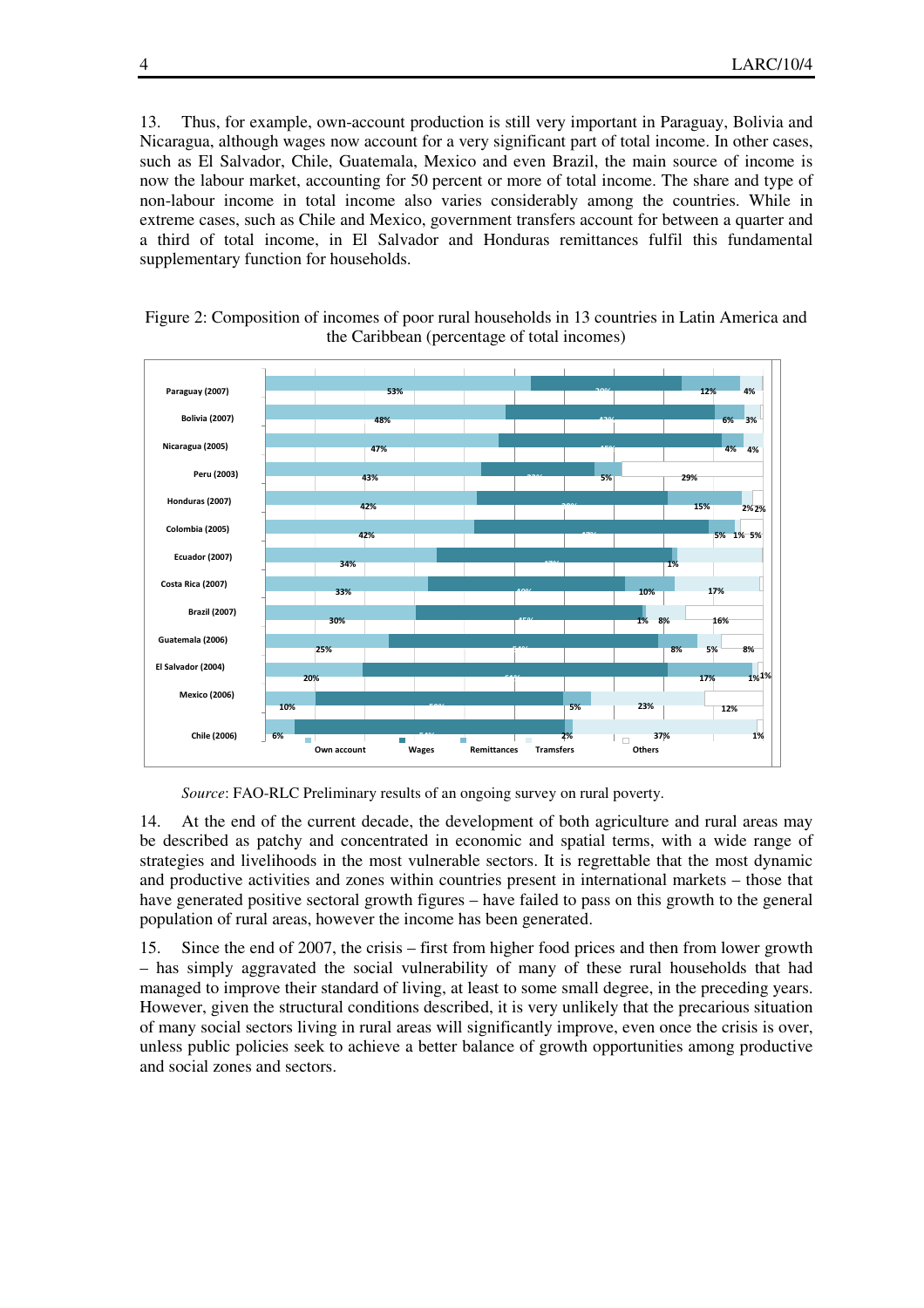13. Thus, for example, own-account production is still very important in Paraguay, Bolivia and Nicaragua, although wages now account for a very significant part of total income. In other cases, such as El Salvador, Chile, Guatemala, Mexico and even Brazil, the main source of income is now the labour market, accounting for 50 percent or more of total income. The share and type of non-labour income in total income also varies considerably among the countries. While in extreme cases, such as Chile and Mexico, government transfers account for between a quarter and a third of total income, in El Salvador and Honduras remittances fulfil this fundamental supplementary function for households.

Figure 2: Composition of incomes of poor rural households in 13 countries in Latin America and the Caribbean (percentage of total incomes)

| Country | Own account | Wages | Remittances | Transfers | Others |
|---|---|---|---|---|---|
| Paraguay (2007) | 53% | 30% | 12% | 4% | |
| Bolivia (2007) | 48% | 43% | 6% | 3% | |
| Nicaragua (2005) | 47% | 45% | 4% | 4% | |
| Peru (2003) | 43% | 23% | 5% | | 29% |
| Honduras (2007) | 42% | 39% | 15% | 2% | 2% |
| Colombia (2005) | 42% | 47% | 5% | 1% | 5% |
| Ecuador (2007) | 34% | 47% | 1% | | |
| Costa Rica (2007) | 33% | 40% | 10% | 17% | |
| Brazil (2007) | 30% | 45% | 1% | 8% | 16% |
| Guatemala (2006) | 25% | 54% | 8% | 5% | 8% |
| El Salvador (2004) | 20% | 61% | 17% | 1% | 1% |
| Mexico (2006) | 10% | 50% | 5% | 23% | 12% |
| Chile (2006) | 6% | 54% | 2% | 37% | 1% |

*Source*: FAO-RLC Preliminary results of an ongoing survey on rural poverty.

14. At the end of the current decade, the development of both agriculture and rural areas may be described as patchy and concentrated in economic and spatial terms, with a wide range of strategies and livelihoods in the most vulnerable sectors. It is regrettable that the most dynamic and productive activities and zones within countries present in international markets – those that have generated positive sectoral growth figures – have failed to pass on this growth to the general population of rural areas, however the income has been generated.

15. Since the end of 2007, the crisis – first from higher food prices and then from lower growth – has simply aggravated the social vulnerability of many of these rural households that had managed to improve their standard of living, at least to some small degree, in the preceding years. However, given the structural conditions described, it is very unlikely that the precarious situation of many social sectors living in rural areas will significantly improve, even once the crisis is over, unless public policies seek to achieve a better balance of growth opportunities among productive and social zones and sectors.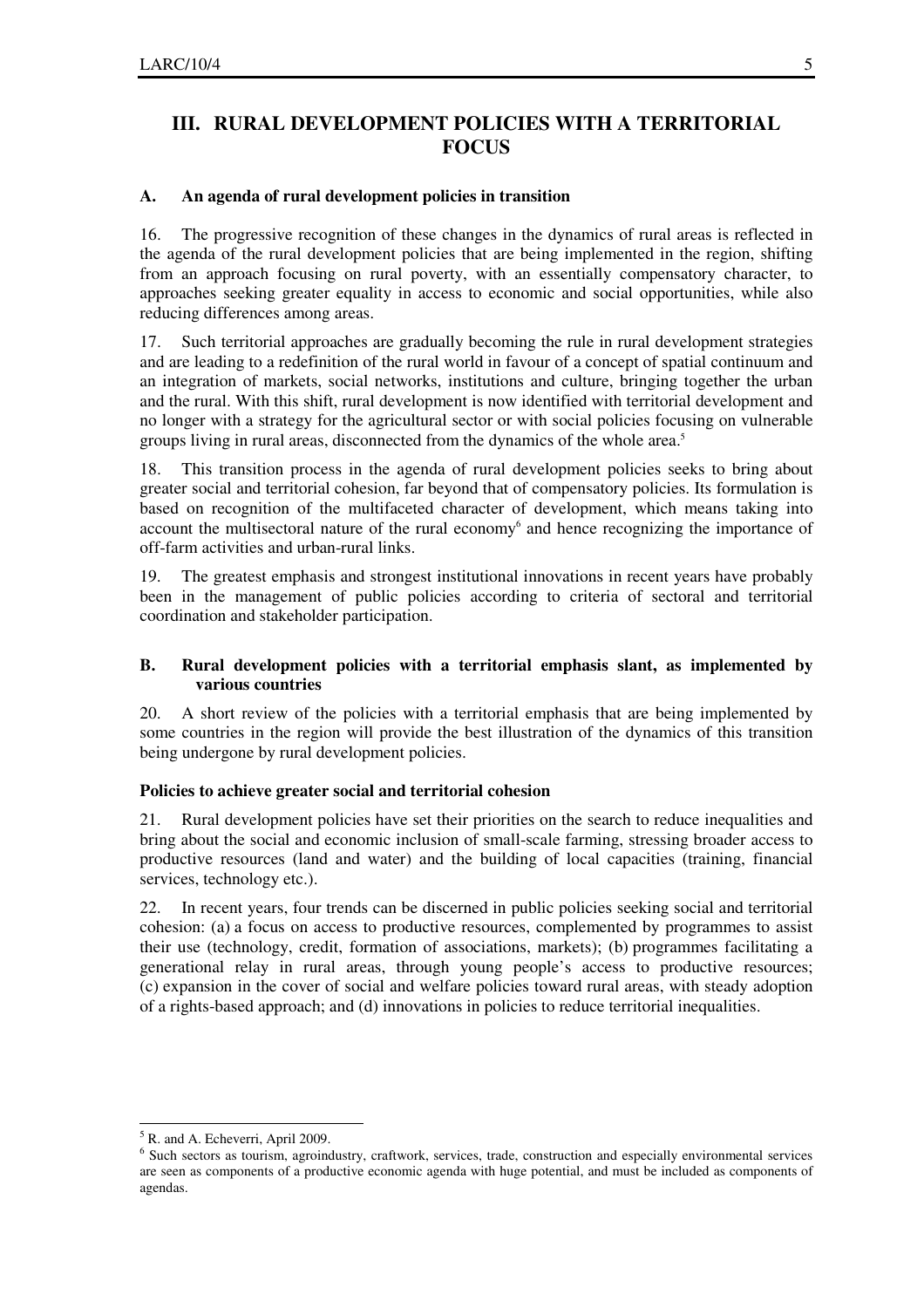## III. RURAL DEVELOPMENT POLICIES WITH A TERRITORIAL FOCUS

### A. An agenda of rural development policies in transition

16. The progressive recognition of these changes in the dynamics of rural areas is reflected in the agenda of the rural development policies that are being implemented in the region, shifting from an approach focusing on rural poverty, with an essentially compensatory character, to approaches seeking greater equality in access to economic and social opportunities, while also reducing differences among areas.

17. Such territorial approaches are gradually becoming the rule in rural development strategies and are leading to a redefinition of the rural world in favour of a concept of spatial continuum and an integration of markets, social networks, institutions and culture, bringing together the urban and the rural. With this shift, rural development is now identified with territorial development and no longer with a strategy for the agricultural sector or with social policies focusing on vulnerable groups living in rural areas, disconnected from the dynamics of the whole area.[5]

18. This transition process in the agenda of rural development policies seeks to bring about greater social and territorial cohesion, far beyond that of compensatory policies. Its formulation is based on recognition of the multifaceted character of development, which means taking into account the multisectoral nature of the rural economy[6] and hence recognizing the importance of off-farm activities and urban-rural links.

19. The greatest emphasis and strongest institutional innovations in recent years have probably been in the management of public policies according to criteria of sectoral and territorial coordination and stakeholder participation.

### B. Rural development policies with a territorial emphasis slant, as implemented by various countries

20. A short review of the policies with a territorial emphasis that are being implemented by some countries in the region will provide the best illustration of the dynamics of this transition being undergone by rural development policies.

#### Policies to achieve greater social and territorial cohesion

21. Rural development policies have set their priorities on the search to reduce inequalities and bring about the social and economic inclusion of small-scale farming, stressing broader access to productive resources (land and water) and the building of local capacities (training, financial services, technology etc.).

22. In recent years, four trends can be discerned in public policies seeking social and territorial cohesion: (a) a focus on access to productive resources, complemented by programmes to assist their use (technology, credit, formation of associations, markets); (b) programmes facilitating a generational relay in rural areas, through young people's access to productive resources; (c) expansion in the cover of social and welfare policies toward rural areas, with steady adoption of a rights-based approach; and (d) innovations in policies to reduce territorial inequalities.

---

[5] R. and A. Echeverri, April 2009.

[6] Such sectors as tourism, agroindustry, craftwork, services, trade, construction and especially environmental services are seen as components of a productive economic agenda with huge potential, and must be included as components of agendas.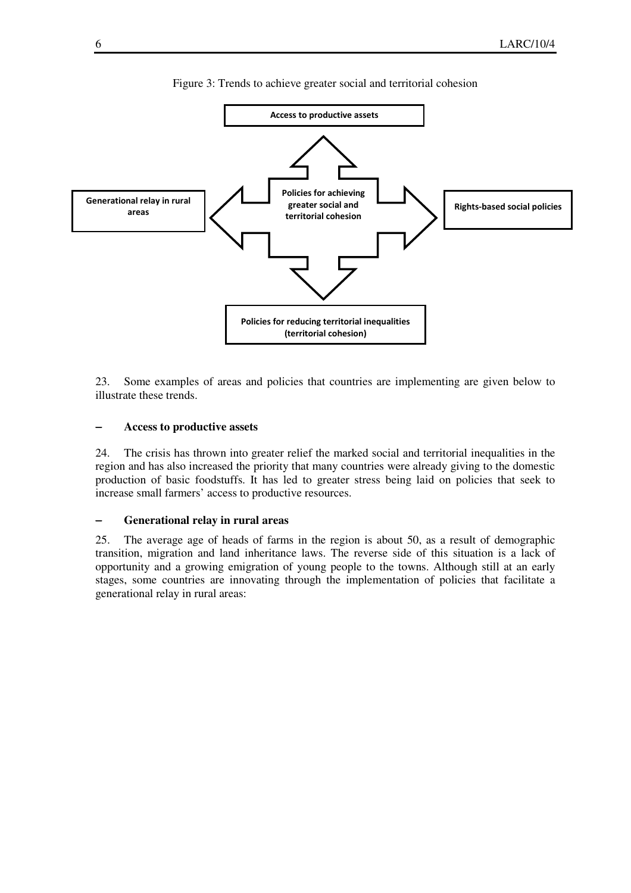Figure 3: Trends to achieve greater social and territorial cohesion

Access to productive assets

Generational relay in rural areas

Policies for achieving greater social and territorial cohesion

Rights-based social policies

Policies for reducing territorial inequalities (territorial cohesion)

23. Some examples of areas and policies that countries are implementing are given below to illustrate these trends.

**– Access to productive assets**

24. The crisis has thrown into greater relief the marked social and territorial inequalities in the region and has also increased the priority that many countries were already giving to the domestic production of basic foodstuffs. It has led to greater stress being laid on policies that seek to increase small farmers' access to productive resources.

**– Generational relay in rural areas**

25. The average age of heads of farms in the region is about 50, as a result of demographic transition, migration and land inheritance laws. The reverse side of this situation is a lack of opportunity and a growing emigration of young people to the towns. Although still at an early stages, some countries are innovating through the implementation of policies that facilitate a generational relay in rural areas: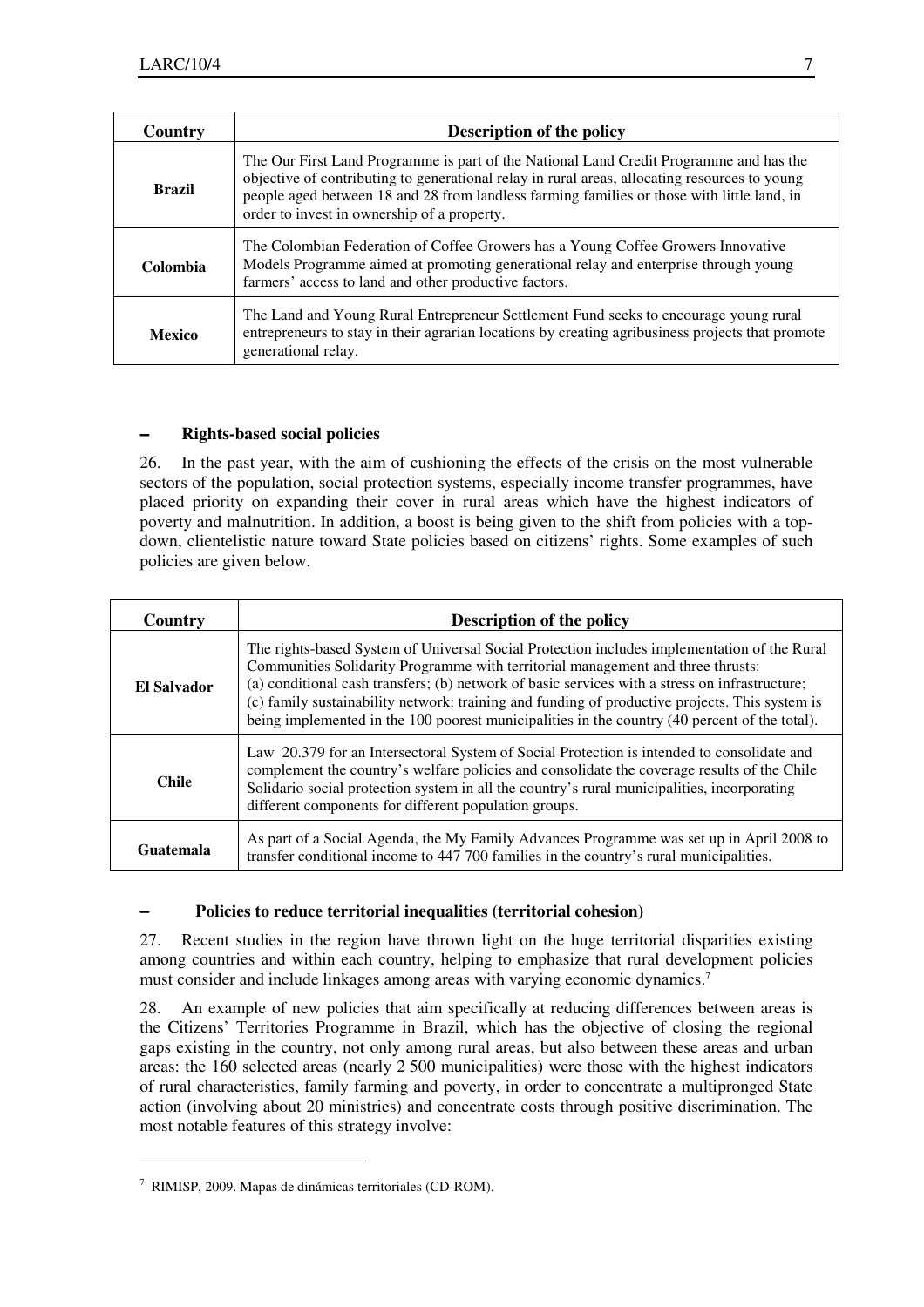| Country | Description of the policy |
|---|---|
| **Brazil** | The Our First Land Programme is part of the National Land Credit Programme and has the objective of contributing to generational relay in rural areas, allocating resources to young people aged between 18 and 28 from landless farming families or those with little land, in order to invest in ownership of a property. |
| **Colombia** | The Colombian Federation of Coffee Growers has a Young Coffee Growers Innovative Models Programme aimed at promoting generational relay and enterprise through young farmers' access to land and other productive factors. |
| **Mexico** | The Land and Young Rural Entrepreneur Settlement Fund seeks to encourage young rural entrepreneurs to stay in their agrarian locations by creating agribusiness projects that promote generational relay. |

– **Rights-based social policies**

26. In the past year, with the aim of cushioning the effects of the crisis on the most vulnerable sectors of the population, social protection systems, especially income transfer programmes, have placed priority on expanding their cover in rural areas which have the highest indicators of poverty and malnutrition. In addition, a boost is being given to the shift from policies with a top-down, clientelistic nature toward State policies based on citizens' rights. Some examples of such policies are given below.

| Country | Description of the policy |
|---|---|
| **El Salvador** | The rights-based System of Universal Social Protection includes implementation of the Rural Communities Solidarity Programme with territorial management and three thrusts: (a) conditional cash transfers; (b) network of basic services with a stress on infrastructure; (c) family sustainability network: training and funding of productive projects. This system is being implemented in the 100 poorest municipalities in the country (40 percent of the total). |
| **Chile** | Law 20.379 for an Intersectoral System of Social Protection is intended to consolidate and complement the country's welfare policies and consolidate the coverage results of the Chile Solidario social protection system in all the country's rural municipalities, incorporating different components for different population groups. |
| **Guatemala** | As part of a Social Agenda, the My Family Advances Programme was set up in April 2008 to transfer conditional income to 447 700 families in the country's rural municipalities. |

– **Policies to reduce territorial inequalities (territorial cohesion)**

27. Recent studies in the region have thrown light on the huge territorial disparities existing among countries and within each country, helping to emphasize that rural development policies must consider and include linkages among areas with varying economic dynamics.[7]

28. An example of new policies that aim specifically at reducing differences between areas is the Citizens' Territories Programme in Brazil, which has the objective of closing the regional gaps existing in the country, not only among rural areas, but also between these areas and urban areas: the 160 selected areas (nearly 2 500 municipalities) were those with the highest indicators of rural characteristics, family farming and poverty, in order to concentrate a multipronged State action (involving about 20 ministries) and concentrate costs through positive discrimination. The most notable features of this strategy involve:

[7] RIMISP, 2009. Mapas de dinámicas territoriales (CD-ROM).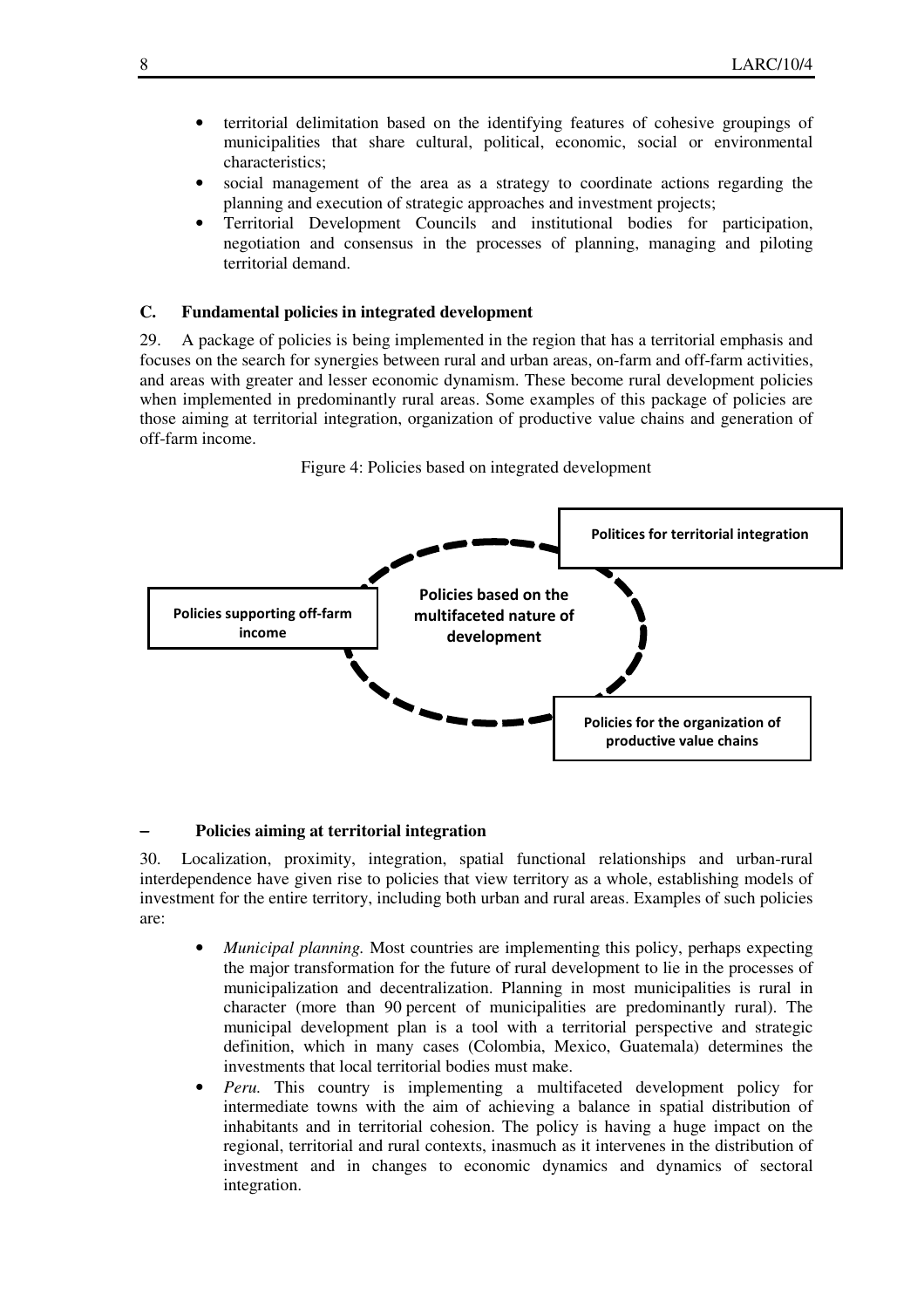- territorial delimitation based on the identifying features of cohesive groupings of municipalities that share cultural, political, economic, social or environmental characteristics;
- social management of the area as a strategy to coordinate actions regarding the planning and execution of strategic approaches and investment projects;
- Territorial Development Councils and institutional bodies for participation, negotiation and consensus in the processes of planning, managing and piloting territorial demand.

### C. Fundamental policies in integrated development

29. A package of policies is being implemented in the region that has a territorial emphasis and focuses on the search for synergies between rural and urban areas, on-farm and off-farm activities, and areas with greater and lesser economic dynamism. These become rural development policies when implemented in predominantly rural areas. Some examples of this package of policies are those aiming at territorial integration, organization of productive value chains and generation of off-farm income.

Figure 4: Policies based on integrated development

**Policies based on the multifaceted nature of development**

- **Politices for territorial integration**
- **Policies supporting off-farm income**
- **Policies for the organization of productive value chains**

#### – Policies aiming at territorial integration

30. Localization, proximity, integration, spatial functional relationships and urban-rural interdependence have given rise to policies that view territory as a whole, establishing models of investment for the entire territory, including both urban and rural areas. Examples of such policies are:

- *Municipal planning.* Most countries are implementing this policy, perhaps expecting the major transformation for the future of rural development to lie in the processes of municipalization and decentralization. Planning in most municipalities is rural in character (more than 90 percent of municipalities are predominantly rural). The municipal development plan is a tool with a territorial perspective and strategic definition, which in many cases (Colombia, Mexico, Guatemala) determines the investments that local territorial bodies must make.
- *Peru.* This country is implementing a multifaceted development policy for intermediate towns with the aim of achieving a balance in spatial distribution of inhabitants and in territorial cohesion. The policy is having a huge impact on the regional, territorial and rural contexts, inasmuch as it intervenes in the distribution of investment and in changes to economic dynamics and dynamics of sectoral integration.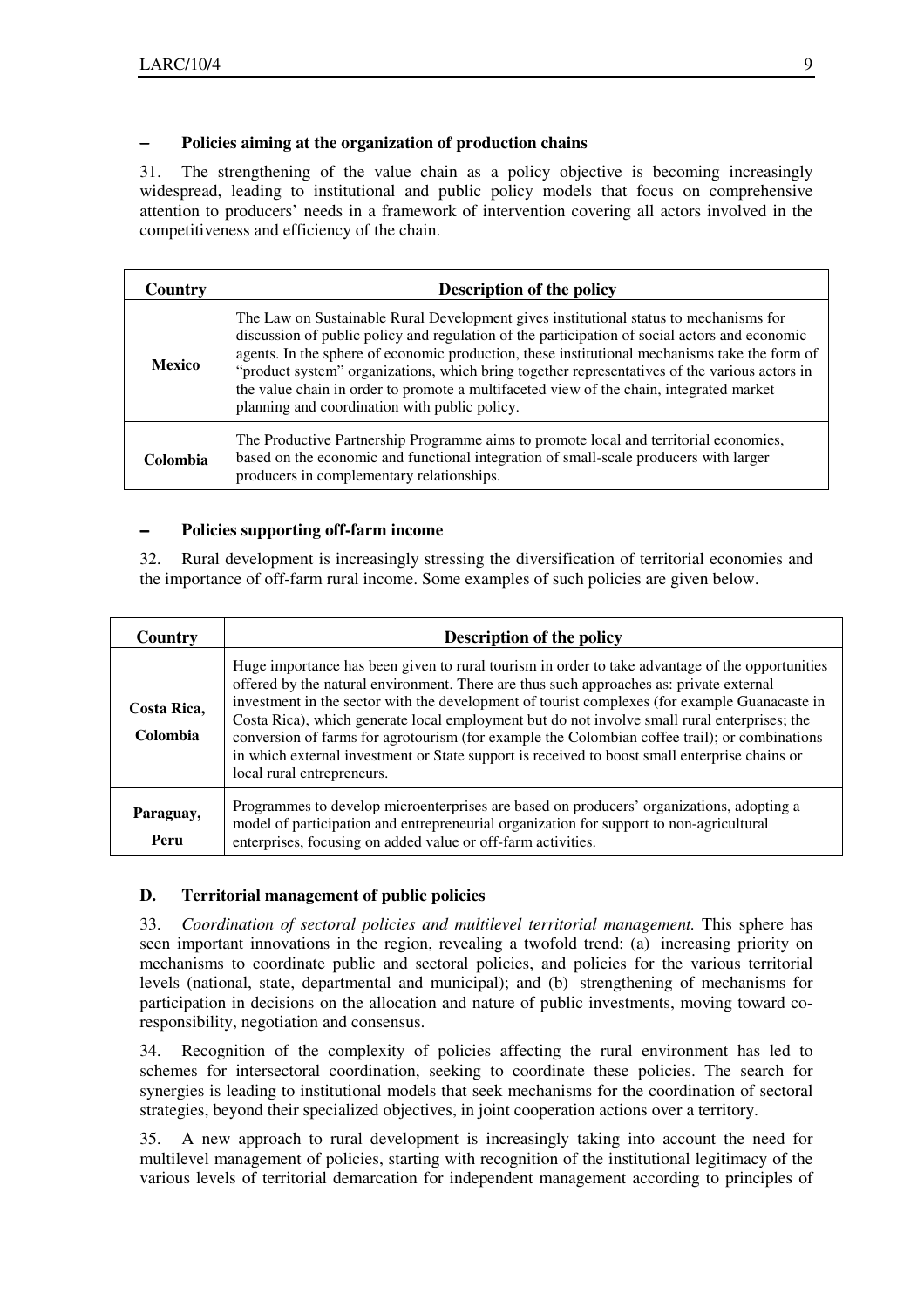**– Policies aiming at the organization of production chains**

31. The strengthening of the value chain as a policy objective is becoming increasingly widespread, leading to institutional and public policy models that focus on comprehensive attention to producers' needs in a framework of intervention covering all actors involved in the competitiveness and efficiency of the chain.

| Country | Description of the policy |
|---|---|
| **Mexico** | The Law on Sustainable Rural Development gives institutional status to mechanisms for discussion of public policy and regulation of the participation of social actors and economic agents. In the sphere of economic production, these institutional mechanisms take the form of "product system" organizations, which bring together representatives of the various actors in the value chain in order to promote a multifaceted view of the chain, integrated market planning and coordination with public policy. |
| **Colombia** | The Productive Partnership Programme aims to promote local and territorial economies, based on the economic and functional integration of small-scale producers with larger producers in complementary relationships. |

**– Policies supporting off-farm income**

32. Rural development is increasingly stressing the diversification of territorial economies and the importance of off-farm rural income. Some examples of such policies are given below.

| Country | Description of the policy |
|---|---|
| **Costa Rica, Colombia** | Huge importance has been given to rural tourism in order to take advantage of the opportunities offered by the natural environment. There are thus such approaches as: private external investment in the sector with the development of tourist complexes (for example Guanacaste in Costa Rica), which generate local employment but do not involve small rural enterprises; the conversion of farms for agrotourism (for example the Colombian coffee trail); or combinations in which external investment or State support is received to boost small enterprise chains or local rural entrepreneurs. |
| **Paraguay, Peru** | Programmes to develop microenterprises are based on producers' organizations, adopting a model of participation and entrepreneurial organization for support to non-agricultural enterprises, focusing on added value or off-farm activities. |

## D. Territorial management of public policies

33. *Coordination of sectoral policies and multilevel territorial management.* This sphere has seen important innovations in the region, revealing a twofold trend: (a) increasing priority on mechanisms to coordinate public and sectoral policies, and policies for the various territorial levels (national, state, departmental and municipal); and (b) strengthening of mechanisms for participation in decisions on the allocation and nature of public investments, moving toward co-responsibility, negotiation and consensus.

34. Recognition of the complexity of policies affecting the rural environment has led to schemes for intersectoral coordination, seeking to coordinate these policies. The search for synergies is leading to institutional models that seek mechanisms for the coordination of sectoral strategies, beyond their specialized objectives, in joint cooperation actions over a territory.

35. A new approach to rural development is increasingly taking into account the need for multilevel management of policies, starting with recognition of the institutional legitimacy of the various levels of territorial demarcation for independent management according to principles of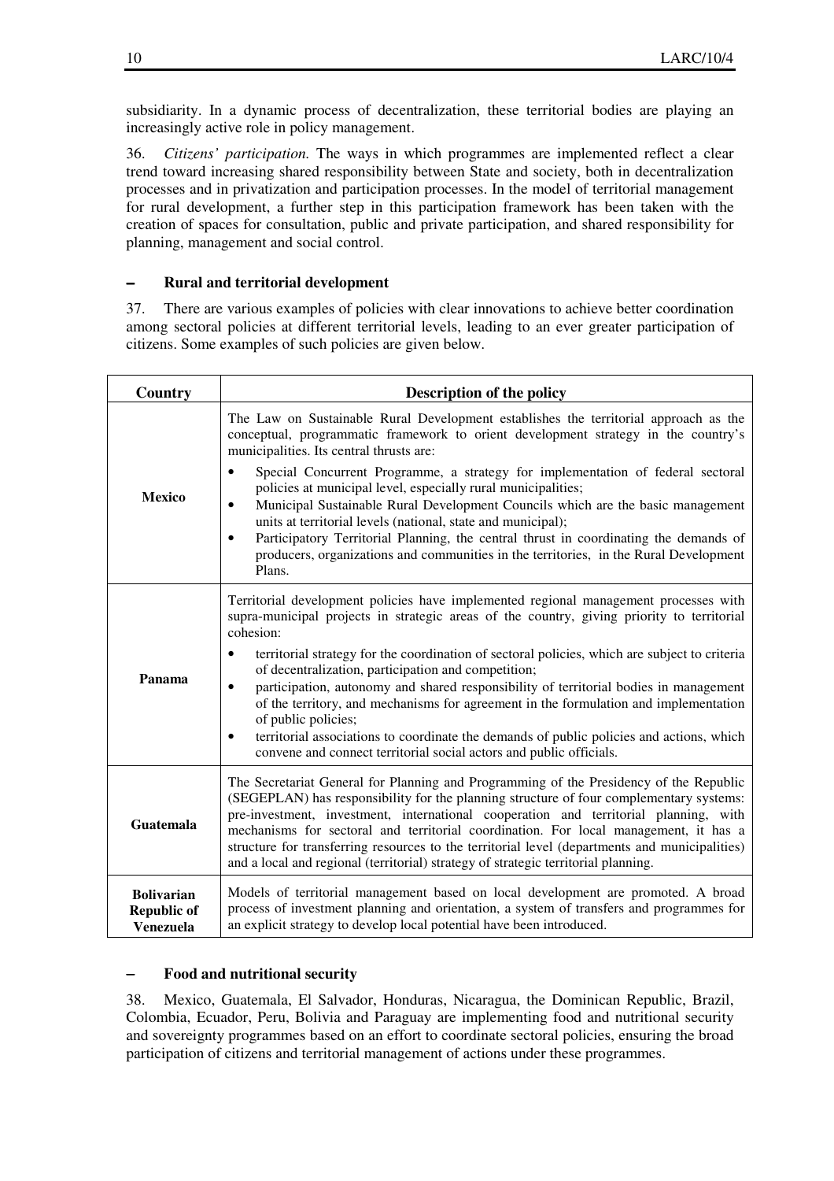subsidiarity. In a dynamic process of decentralization, these territorial bodies are playing an increasingly active role in policy management.

36. *Citizens' participation.* The ways in which programmes are implemented reflect a clear trend toward increasing shared responsibility between State and society, both in decentralization processes and in privatization and participation processes. In the model of territorial management for rural development, a further step in this participation framework has been taken with the creation of spaces for consultation, public and private participation, and shared responsibility for planning, management and social control.

### – Rural and territorial development

37. There are various examples of policies with clear innovations to achieve better coordination among sectoral policies at different territorial levels, leading to an ever greater participation of citizens. Some examples of such policies are given below.

| Country | Description of the policy |
|---|---|
| **Mexico** | The Law on Sustainable Rural Development establishes the territorial approach as the conceptual, programmatic framework to orient development strategy in the country's municipalities. Its central thrusts are: <br>• Special Concurrent Programme, a strategy for implementation of federal sectoral policies at municipal level, especially rural municipalities; <br>• Municipal Sustainable Rural Development Councils which are the basic management units at territorial levels (national, state and municipal); <br>• Participatory Territorial Planning, the central thrust in coordinating the demands of producers, organizations and communities in the territories, in the Rural Development Plans. |
| **Panama** | Territorial development policies have implemented regional management processes with supra-municipal projects in strategic areas of the country, giving priority to territorial cohesion: <br>• territorial strategy for the coordination of sectoral policies, which are subject to criteria of decentralization, participation and competition; <br>• participation, autonomy and shared responsibility of territorial bodies in management of the territory, and mechanisms for agreement in the formulation and implementation of public policies; <br>• territorial associations to coordinate the demands of public policies and actions, which convene and connect territorial social actors and public officials. |
| **Guatemala** | The Secretariat General for Planning and Programming of the Presidency of the Republic (SEGEPLAN) has responsibility for the planning structure of four complementary systems: pre-investment, investment, international cooperation and territorial planning, with mechanisms for sectoral and territorial coordination. For local management, it has a structure for transferring resources to the territorial level (departments and municipalities) and a local and regional (territorial) strategy of strategic territorial planning. |
| **Bolivarian Republic of Venezuela** | Models of territorial management based on local development are promoted. A broad process of investment planning and orientation, a system of transfers and programmes for an explicit strategy to develop local potential have been introduced. |

### – Food and nutritional security

38. Mexico, Guatemala, El Salvador, Honduras, Nicaragua, the Dominican Republic, Brazil, Colombia, Ecuador, Peru, Bolivia and Paraguay are implementing food and nutritional security and sovereignty programmes based on an effort to coordinate sectoral policies, ensuring the broad participation of citizens and territorial management of actions under these programmes.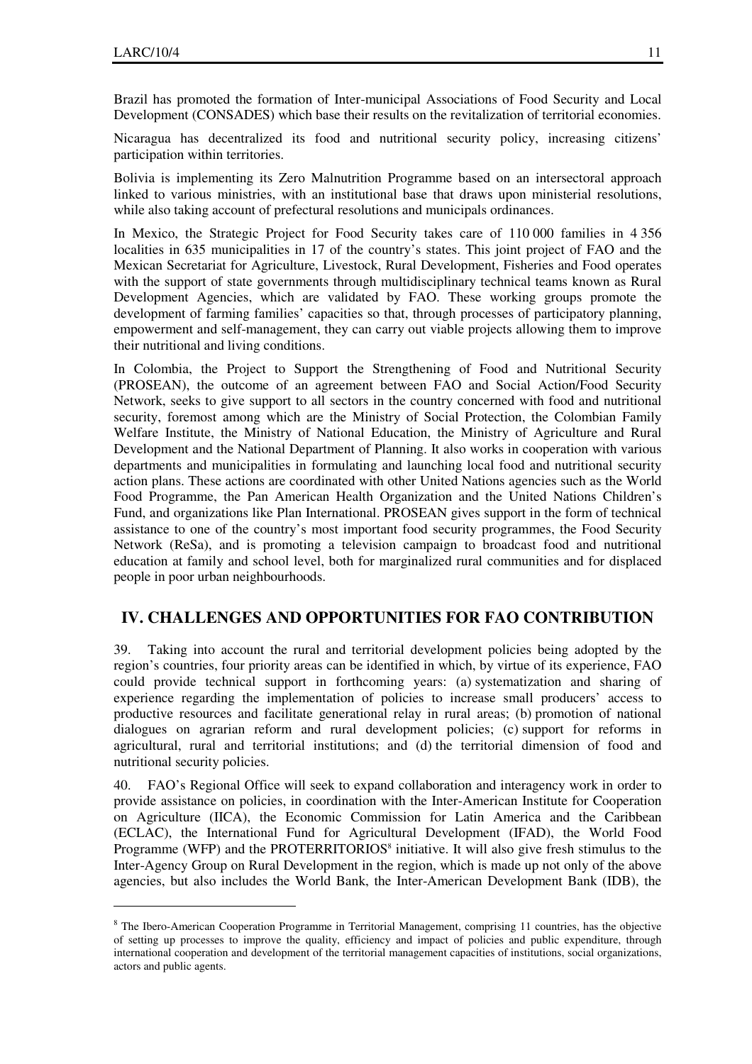Brazil has promoted the formation of Inter-municipal Associations of Food Security and Local Development (CONSADES) which base their results on the revitalization of territorial economies.

Nicaragua has decentralized its food and nutritional security policy, increasing citizens' participation within territories.

Bolivia is implementing its Zero Malnutrition Programme based on an intersectoral approach linked to various ministries, with an institutional base that draws upon ministerial resolutions, while also taking account of prefectural resolutions and municipals ordinances.

In Mexico, the Strategic Project for Food Security takes care of 110 000 families in 4 356 localities in 635 municipalities in 17 of the country's states. This joint project of FAO and the Mexican Secretariat for Agriculture, Livestock, Rural Development, Fisheries and Food operates with the support of state governments through multidisciplinary technical teams known as Rural Development Agencies, which are validated by FAO. These working groups promote the development of farming families' capacities so that, through processes of participatory planning, empowerment and self-management, they can carry out viable projects allowing them to improve their nutritional and living conditions.

In Colombia, the Project to Support the Strengthening of Food and Nutritional Security (PROSEAN), the outcome of an agreement between FAO and Social Action/Food Security Network, seeks to give support to all sectors in the country concerned with food and nutritional security, foremost among which are the Ministry of Social Protection, the Colombian Family Welfare Institute, the Ministry of National Education, the Ministry of Agriculture and Rural Development and the National Department of Planning. It also works in cooperation with various departments and municipalities in formulating and launching local food and nutritional security action plans. These actions are coordinated with other United Nations agencies such as the World Food Programme, the Pan American Health Organization and the United Nations Children's Fund, and organizations like Plan International. PROSEAN gives support in the form of technical assistance to one of the country's most important food security programmes, the Food Security Network (ReSa), and is promoting a television campaign to broadcast food and nutritional education at family and school level, both for marginalized rural communities and for displaced people in poor urban neighbourhoods.

## IV. CHALLENGES AND OPPORTUNITIES FOR FAO CONTRIBUTION

39. Taking into account the rural and territorial development policies being adopted by the region's countries, four priority areas can be identified in which, by virtue of its experience, FAO could provide technical support in forthcoming years: (a) systematization and sharing of experience regarding the implementation of policies to increase small producers' access to productive resources and facilitate generational relay in rural areas; (b) promotion of national dialogues on agrarian reform and rural development policies; (c) support for reforms in agricultural, rural and territorial institutions; and (d) the territorial dimension of food and nutritional security policies.

40. FAO's Regional Office will seek to expand collaboration and interagency work in order to provide assistance on policies, in coordination with the Inter-American Institute for Cooperation on Agriculture (IICA), the Economic Commission for Latin America and the Caribbean (ECLAC), the International Fund for Agricultural Development (IFAD), the World Food Programme (WFP) and the PROTERRITORIOS[8] initiative. It will also give fresh stimulus to the Inter-Agency Group on Rural Development in the region, which is made up not only of the above agencies, but also includes the World Bank, the Inter-American Development Bank (IDB), the

---

[8] The Ibero-American Cooperation Programme in Territorial Management, comprising 11 countries, has the objective of setting up processes to improve the quality, efficiency and impact of policies and public expenditure, through international cooperation and development of the territorial management capacities of institutions, social organizations, actors and public agents.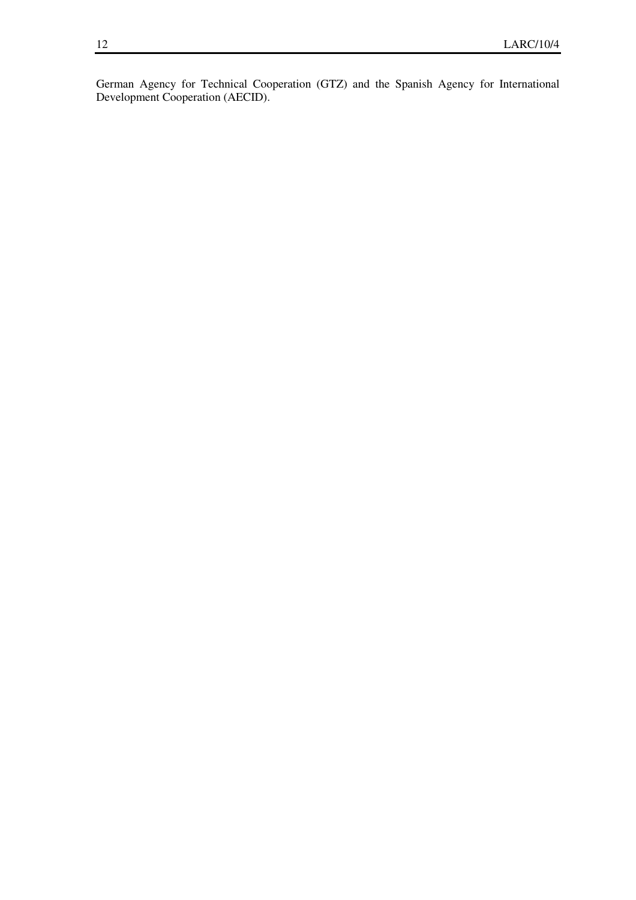German Agency for Technical Cooperation (GTZ) and the Spanish Agency for International Development Cooperation (AECID).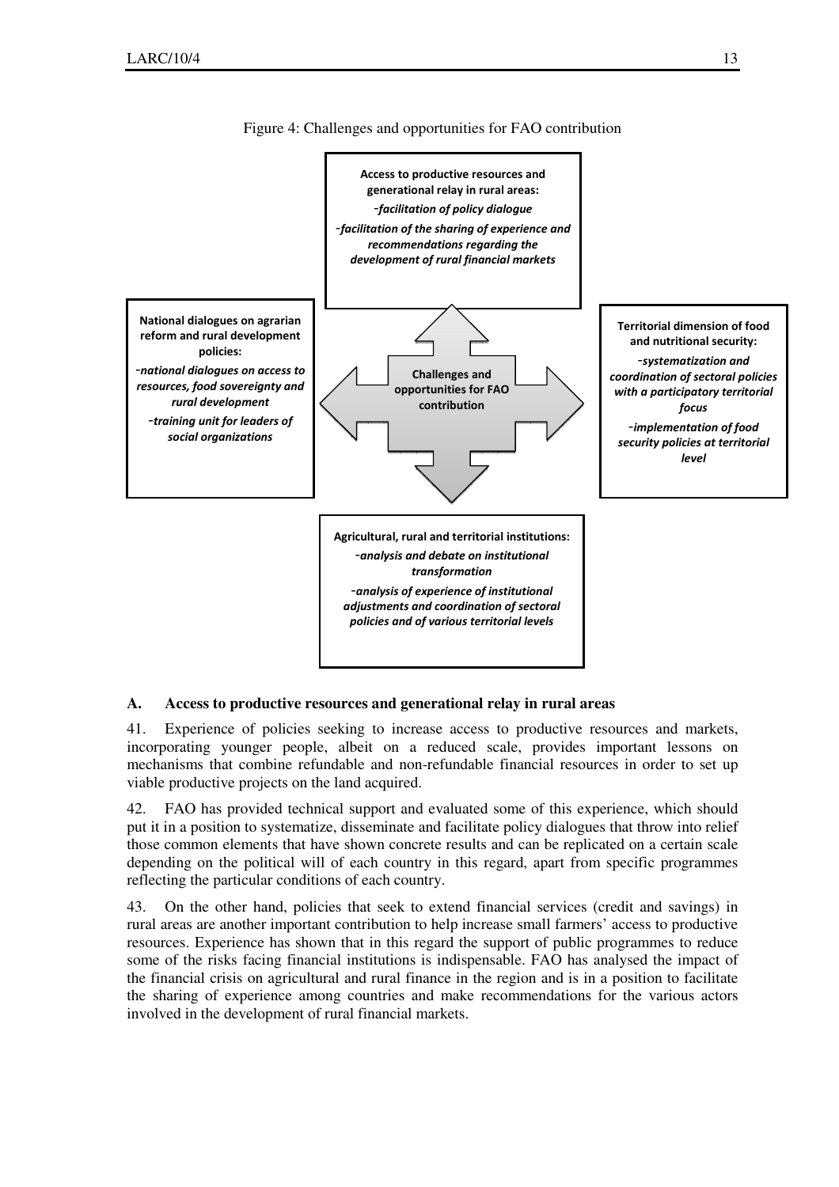Figure 4: Challenges and opportunities for FAO contribution

**Access to productive resources and generational relay in rural areas:**
- *facilitation of policy dialogue*
- *facilitation of the sharing of experience and recommendations regarding the development of rural financial markets*

**National dialogues on agrarian reform and rural development policies:**
- *national dialogues on access to resources, food sovereignty and rural development*
- *training unit for leaders of social organizations*

**Challenges and opportunities for FAO contribution**

**Territorial dimension of food and nutritional security:**
- *systematization and coordination of sectoral policies with a participatory territorial focus*
- *implementation of food security policies at territorial level*

**Agricultural, rural and territorial institutions:**
- *analysis and debate on institutional transformation*
- *analysis of experience of institutional adjustments and coordination of sectoral policies and of various territorial levels*

## A. Access to productive resources and generational relay in rural areas

41. Experience of policies seeking to increase access to productive resources and markets, incorporating younger people, albeit on a reduced scale, provides important lessons on mechanisms that combine refundable and non-refundable financial resources in order to set up viable productive projects on the land acquired.

42. FAO has provided technical support and evaluated some of this experience, which should put it in a position to systematize, disseminate and facilitate policy dialogues that throw into relief those common elements that have shown concrete results and can be replicated on a certain scale depending on the political will of each country in this regard, apart from specific programmes reflecting the particular conditions of each country.

43. On the other hand, policies that seek to extend financial services (credit and savings) in rural areas are another important contribution to help increase small farmers' access to productive resources. Experience has shown that in this regard the support of public programmes to reduce some of the risks facing financial institutions is indispensable. FAO has analysed the impact of the financial crisis on agricultural and rural finance in the region and is in a position to facilitate the sharing of experience among countries and make recommendations for the various actors involved in the development of rural financial markets.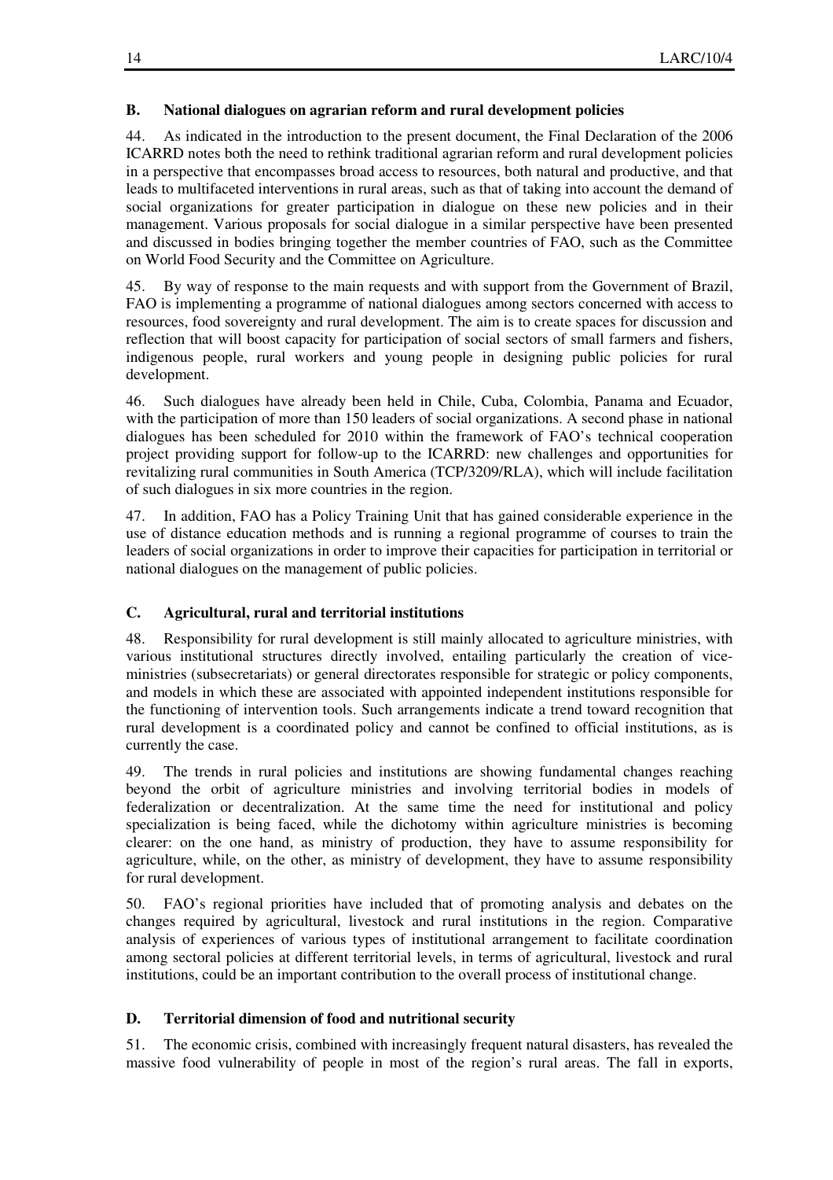## B. National dialogues on agrarian reform and rural development policies

44. As indicated in the introduction to the present document, the Final Declaration of the 2006 ICARRD notes both the need to rethink traditional agrarian reform and rural development policies in a perspective that encompasses broad access to resources, both natural and productive, and that leads to multifaceted interventions in rural areas, such as that of taking into account the demand of social organizations for greater participation in dialogue on these new policies and in their management. Various proposals for social dialogue in a similar perspective have been presented and discussed in bodies bringing together the member countries of FAO, such as the Committee on World Food Security and the Committee on Agriculture.

45. By way of response to the main requests and with support from the Government of Brazil, FAO is implementing a programme of national dialogues among sectors concerned with access to resources, food sovereignty and rural development. The aim is to create spaces for discussion and reflection that will boost capacity for participation of social sectors of small farmers and fishers, indigenous people, rural workers and young people in designing public policies for rural development.

46. Such dialogues have already been held in Chile, Cuba, Colombia, Panama and Ecuador, with the participation of more than 150 leaders of social organizations. A second phase in national dialogues has been scheduled for 2010 within the framework of FAO's technical cooperation project providing support for follow-up to the ICARRD: new challenges and opportunities for revitalizing rural communities in South America (TCP/3209/RLA), which will include facilitation of such dialogues in six more countries in the region.

47. In addition, FAO has a Policy Training Unit that has gained considerable experience in the use of distance education methods and is running a regional programme of courses to train the leaders of social organizations in order to improve their capacities for participation in territorial or national dialogues on the management of public policies.

## C. Agricultural, rural and territorial institutions

48. Responsibility for rural development is still mainly allocated to agriculture ministries, with various institutional structures directly involved, entailing particularly the creation of vice-ministries (subsecretariats) or general directorates responsible for strategic or policy components, and models in which these are associated with appointed independent institutions responsible for the functioning of intervention tools. Such arrangements indicate a trend toward recognition that rural development is a coordinated policy and cannot be confined to official institutions, as is currently the case.

49. The trends in rural policies and institutions are showing fundamental changes reaching beyond the orbit of agriculture ministries and involving territorial bodies in models of federalization or decentralization. At the same time the need for institutional and policy specialization is being faced, while the dichotomy within agriculture ministries is becoming clearer: on the one hand, as ministry of production, they have to assume responsibility for agriculture, while, on the other, as ministry of development, they have to assume responsibility for rural development.

50. FAO's regional priorities have included that of promoting analysis and debates on the changes required by agricultural, livestock and rural institutions in the region. Comparative analysis of experiences of various types of institutional arrangement to facilitate coordination among sectoral policies at different territorial levels, in terms of agricultural, livestock and rural institutions, could be an important contribution to the overall process of institutional change.

## D. Territorial dimension of food and nutritional security

51. The economic crisis, combined with increasingly frequent natural disasters, has revealed the massive food vulnerability of people in most of the region's rural areas. The fall in exports,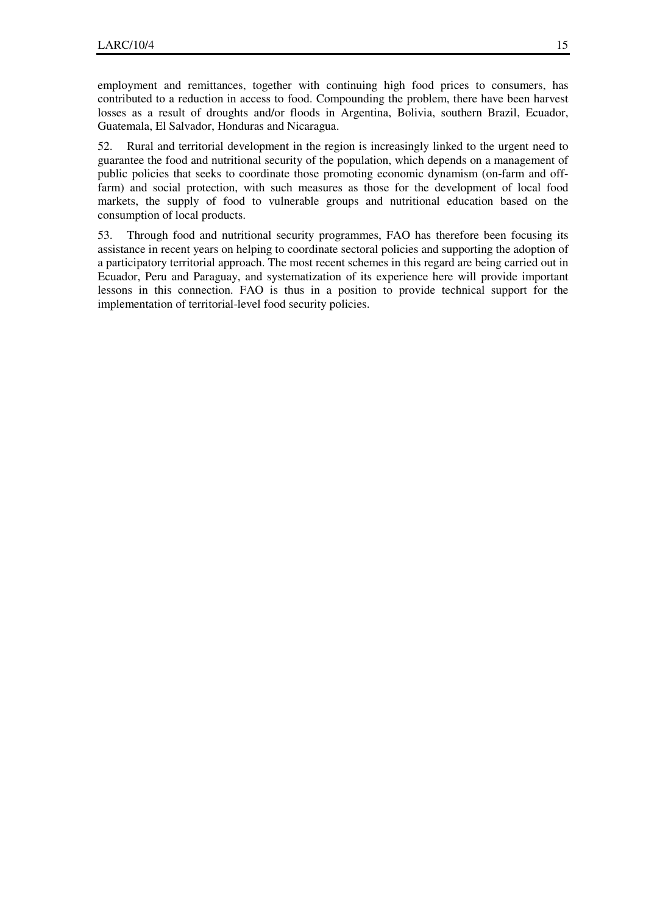employment and remittances, together with continuing high food prices to consumers, has contributed to a reduction in access to food. Compounding the problem, there have been harvest losses as a result of droughts and/or floods in Argentina, Bolivia, southern Brazil, Ecuador, Guatemala, El Salvador, Honduras and Nicaragua.

52. Rural and territorial development in the region is increasingly linked to the urgent need to guarantee the food and nutritional security of the population, which depends on a management of public policies that seeks to coordinate those promoting economic dynamism (on-farm and off-farm) and social protection, with such measures as those for the development of local food markets, the supply of food to vulnerable groups and nutritional education based on the consumption of local products.

53. Through food and nutritional security programmes, FAO has therefore been focusing its assistance in recent years on helping to coordinate sectoral policies and supporting the adoption of a participatory territorial approach. The most recent schemes in this regard are being carried out in Ecuador, Peru and Paraguay, and systematization of its experience here will provide important lessons in this connection. FAO is thus in a position to provide technical support for the implementation of territorial-level food security policies.